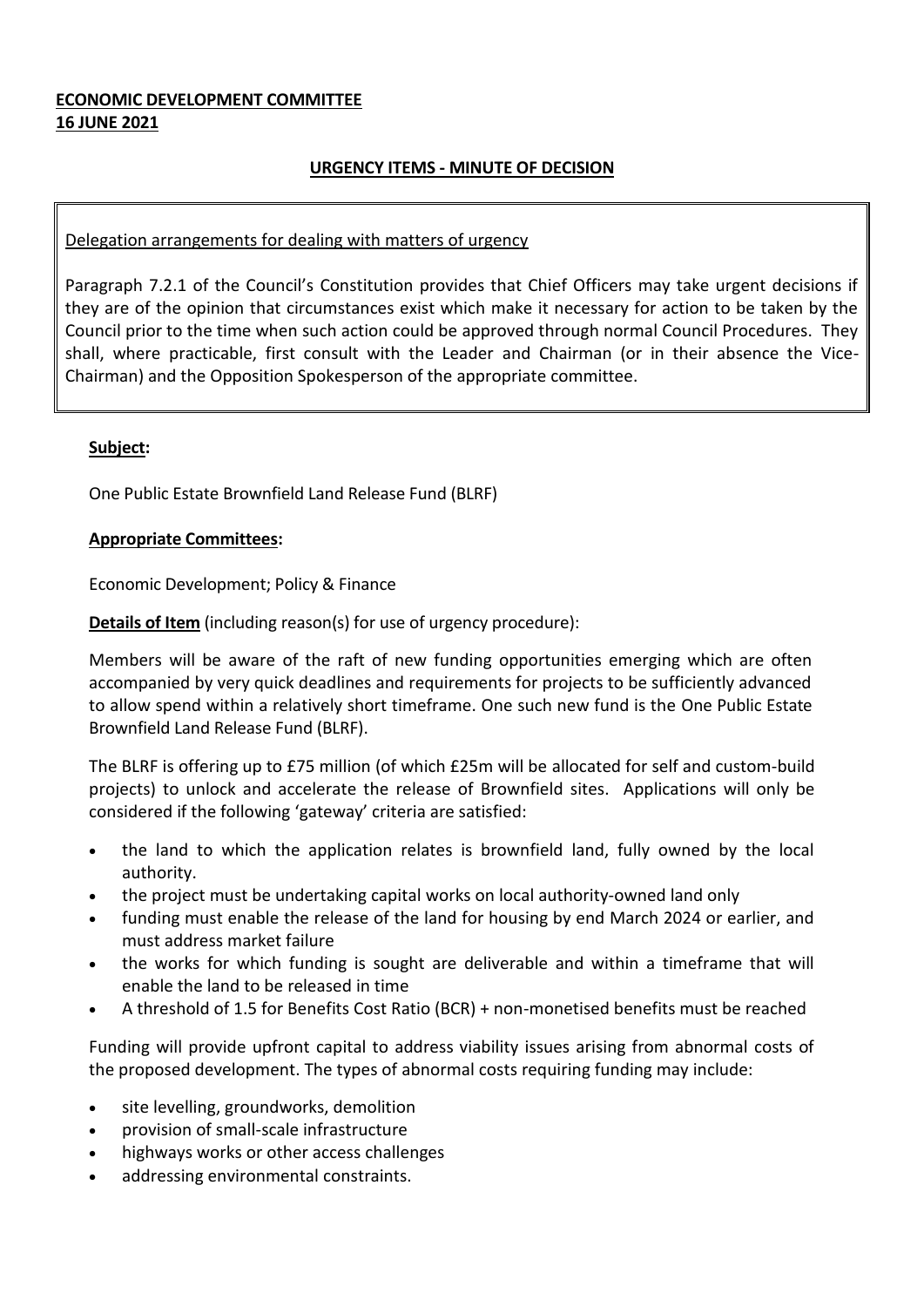**ECONOMIC DEVELOPMENT COMMITTEE**
**16 JUNE 2021**

**URGENCY ITEMS - MINUTE OF DECISION**

Delegation arrangements for dealing with matters of urgency

Paragraph 7.2.1 of the Council's Constitution provides that Chief Officers may take urgent decisions if they are of the opinion that circumstances exist which make it necessary for action to be taken by the Council prior to the time when such action could be approved through normal Council Procedures. They shall, where practicable, first consult with the Leader and Chairman (or in their absence the Vice-Chairman) and the Opposition Spokesperson of the appropriate committee.

**Subject:**

One Public Estate Brownfield Land Release Fund (BLRF)

**Appropriate Committees:**

Economic Development; Policy & Finance

**Details of Item** (including reason(s) for use of urgency procedure):

Members will be aware of the raft of new funding opportunities emerging which are often accompanied by very quick deadlines and requirements for projects to be sufficiently advanced to allow spend within a relatively short timeframe. One such new fund is the One Public Estate Brownfield Land Release Fund (BLRF).

The BLRF is offering up to £75 million (of which £25m will be allocated for self and custom-build projects) to unlock and accelerate the release of Brownfield sites. Applications will only be considered if the following 'gateway' criteria are satisfied:

- the land to which the application relates is brownfield land, fully owned by the local authority.
- the project must be undertaking capital works on local authority-owned land only
- funding must enable the release of the land for housing by end March 2024 or earlier, and must address market failure
- the works for which funding is sought are deliverable and within a timeframe that will enable the land to be released in time
- A threshold of 1.5 for Benefits Cost Ratio (BCR) + non-monetised benefits must be reached

Funding will provide upfront capital to address viability issues arising from abnormal costs of the proposed development. The types of abnormal costs requiring funding may include:

- site levelling, groundworks, demolition
- provision of small-scale infrastructure
- highways works or other access challenges
- addressing environmental constraints.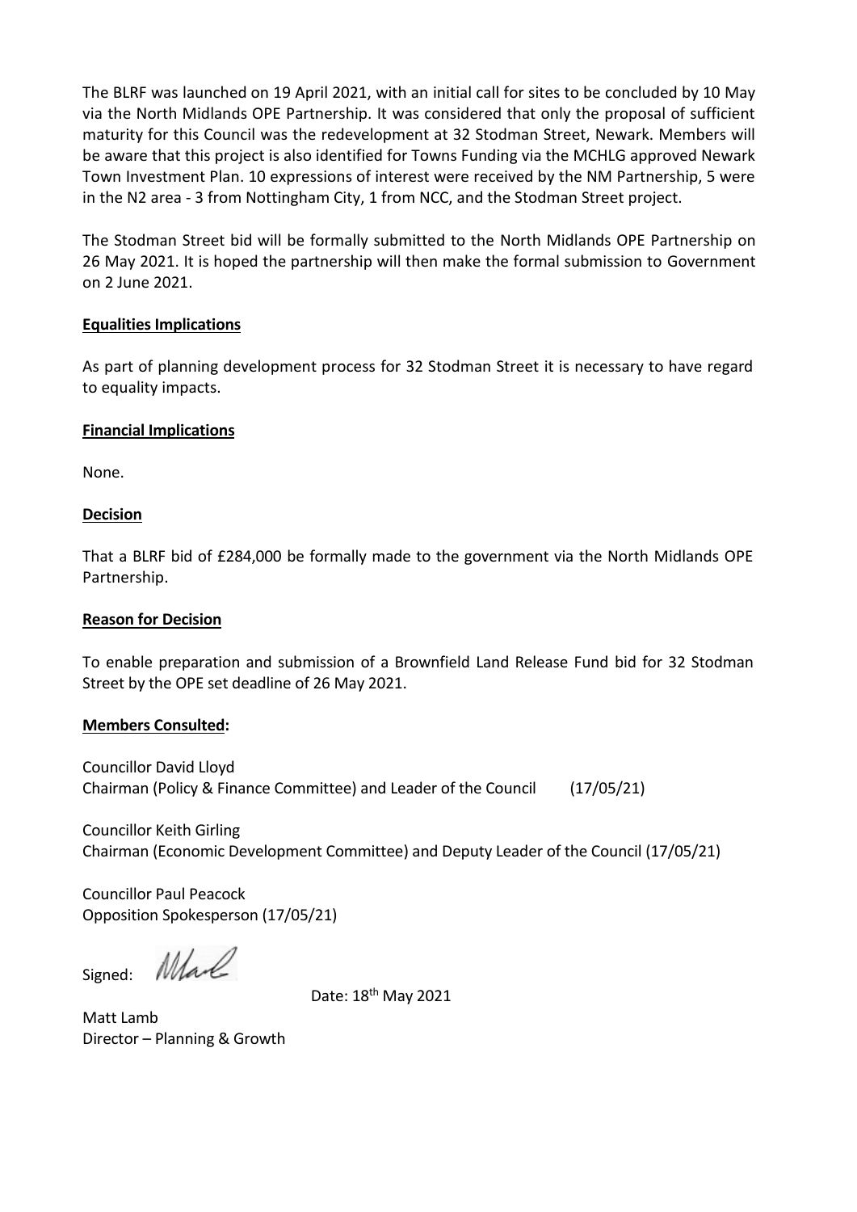The BLRF was launched on 19 April 2021, with an initial call for sites to be concluded by 10 May via the North Midlands OPE Partnership. It was considered that only the proposal of sufficient maturity for this Council was the redevelopment at 32 Stodman Street, Newark. Members will be aware that this project is also identified for Towns Funding via the MCHLG approved Newark Town Investment Plan. 10 expressions of interest were received by the NM Partnership, 5 were in the N2 area - 3 from Nottingham City, 1 from NCC, and the Stodman Street project.

The Stodman Street bid will be formally submitted to the North Midlands OPE Partnership on 26 May 2021. It is hoped the partnership will then make the formal submission to Government on 2 June 2021.

**Equalities Implications**

As part of planning development process for 32 Stodman Street it is necessary to have regard to equality impacts.

**Financial Implications**

None.

**Decision**

That a BLRF bid of £284,000 be formally made to the government via the North Midlands OPE Partnership.

**Reason for Decision**

To enable preparation and submission of a Brownfield Land Release Fund bid for 32 Stodman Street by the OPE set deadline of 26 May 2021.

**Members Consulted:**

Councillor David Lloyd
Chairman (Policy & Finance Committee) and Leader of the Council (17/05/21)

Councillor Keith Girling
Chairman (Economic Development Committee) and Deputy Leader of the Council (17/05/21)

Councillor Paul Peacock
Opposition Spokesperson (17/05/21)

Signed:

Date: 18th May 2021

Matt Lamb
Director – Planning & Growth